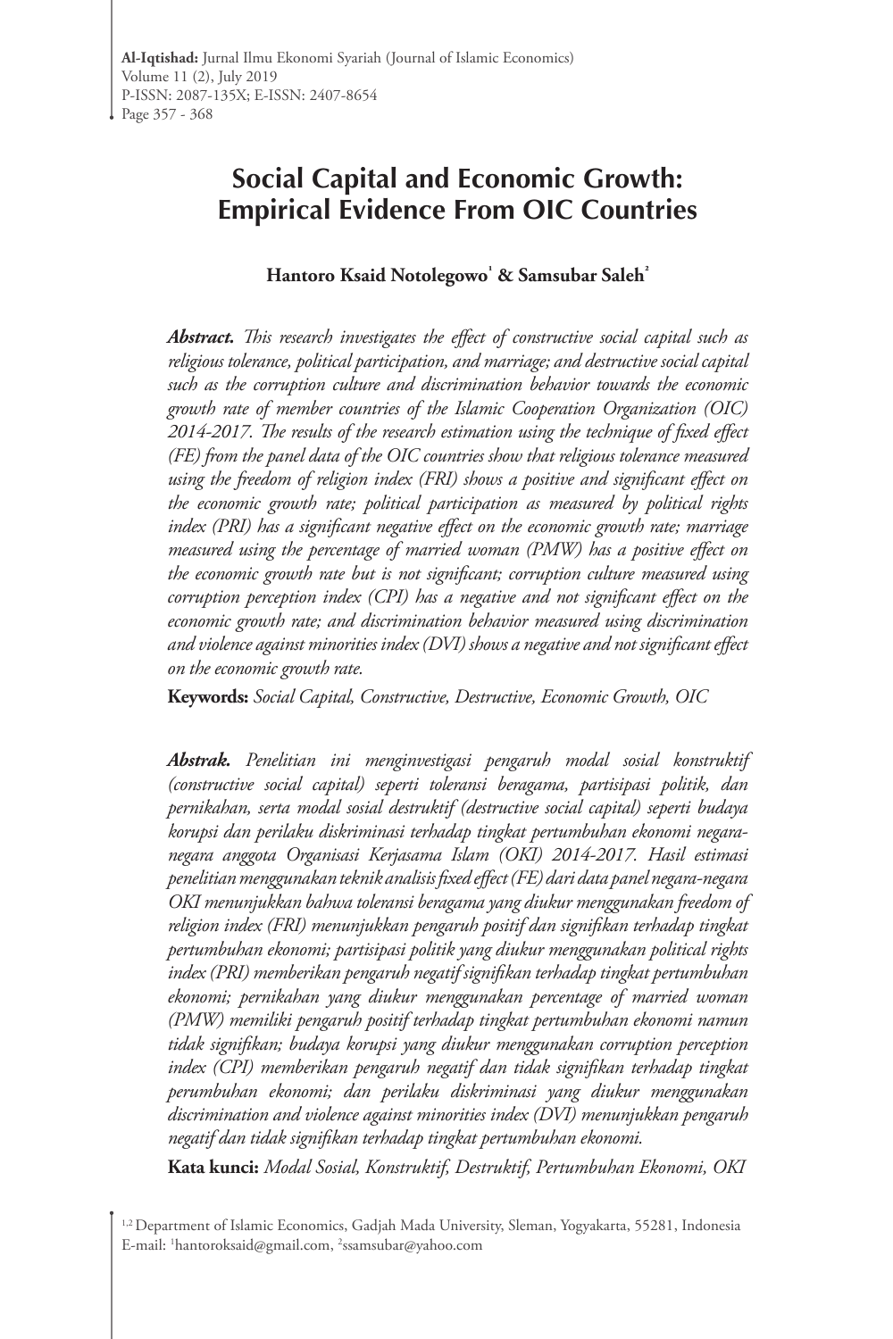# Social Capital and Economic Growth: Empirical Evidence From OIC Countries

**Hantoro Ksaid Notolegowo[1] & Samsubar Saleh[2]**

***Abstract.*** *This research investigates the effect of constructive social capital such as religious tolerance, political participation, and marriage; and destructive social capital such as the corruption culture and discrimination behavior towards the economic growth rate of member countries of the Islamic Cooperation Organization (OIC) 2014-2017. The results of the research estimation using the technique of fixed effect (FE) from the panel data of the OIC countries show that religious tolerance measured using the freedom of religion index (FRI) shows a positive and significant effect on the economic growth rate; political participation as measured by political rights index (PRI) has a significant negative effect on the economic growth rate; marriage measured using the percentage of married woman (PMW) has a positive effect on the economic growth rate but is not significant; corruption culture measured using corruption perception index (CPI) has a negative and not significant effect on the economic growth rate; and discrimination behavior measured using discrimination and violence against minorities index (DVI) shows a negative and not significant effect on the economic growth rate.*

**Keywords:** *Social Capital, Constructive, Destructive, Economic Growth, OIC*

***Abstrak.*** *Penelitian ini menginvestigasi pengaruh modal sosial konstruktif (constructive social capital) seperti toleransi beragama, partisipasi politik, dan pernikahan, serta modal sosial destruktif (destructive social capital) seperti budaya korupsi dan perilaku diskriminasi terhadap tingkat pertumbuhan ekonomi negara-negara anggota Organisasi Kerjasama Islam (OKI) 2014-2017. Hasil estimasi penelitian menggunakan teknik analisis fixed effect (FE) dari data panel negara-negara OKI menunjukkan bahwa toleransi beragama yang diukur menggunakan freedom of religion index (FRI) menunjukkan pengaruh positif dan signifikan terhadap tingkat pertumbuhan ekonomi; partisipasi politik yang diukur menggunakan political rights index (PRI) memberikan pengaruh negatif signifikan terhadap tingkat pertumbuhan ekonomi; pernikahan yang diukur menggunakan percentage of married woman (PMW) memiliki pengaruh positif terhadap tingkat pertumbuhan ekonomi namun tidak signifikan; budaya korupsi yang diukur menggunakan corruption perception index (CPI) memberikan pengaruh negatif dan tidak signifikan terhadap tingkat perumbuhan ekonomi; dan perilaku diskriminasi yang diukur menggunakan discrimination and violence against minorities index (DVI) menunjukkan pengaruh negatif dan tidak signifikan terhadap tingkat pertumbuhan ekonomi.*

**Kata kunci:** *Modal Sosial, Konstruktif, Destruktif, Pertumbuhan Ekonomi, OKI*

[1,2] Department of Islamic Economics, Gadjah Mada University, Sleman, Yogyakarta, 55281, Indonesia
E-mail: [1]hantoroksaid@gmail.com, [2]ssamsubar@yahoo.com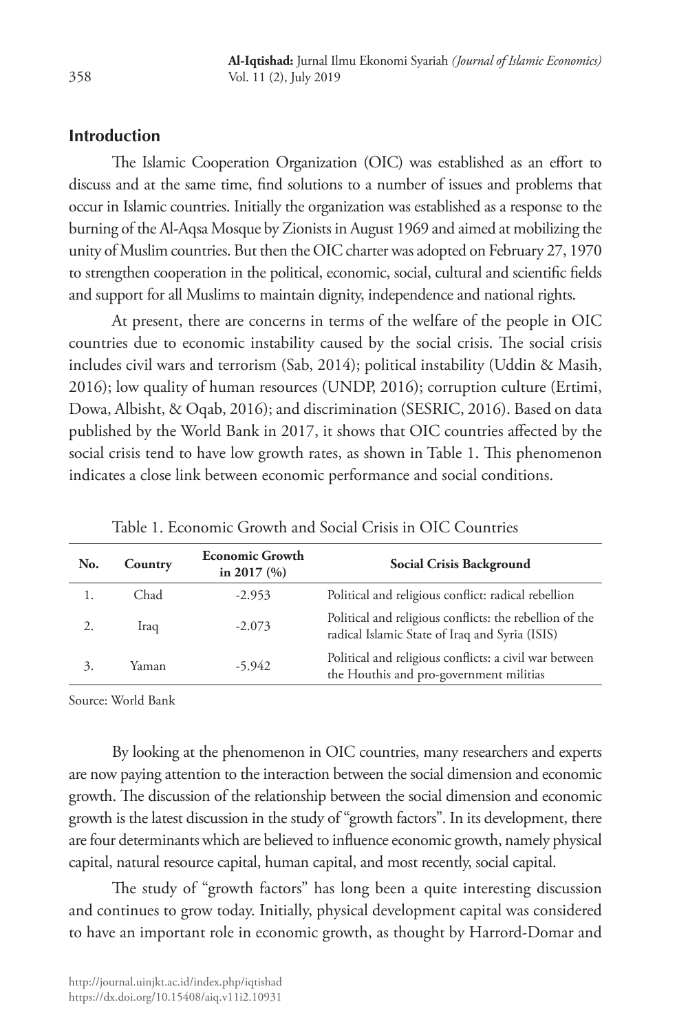## Introduction

The Islamic Cooperation Organization (OIC) was established as an effort to discuss and at the same time, find solutions to a number of issues and problems that occur in Islamic countries. Initially the organization was established as a response to the burning of the Al-Aqsa Mosque by Zionists in August 1969 and aimed at mobilizing the unity of Muslim countries. But then the OIC charter was adopted on February 27, 1970 to strengthen cooperation in the political, economic, social, cultural and scientific fields and support for all Muslims to maintain dignity, independence and national rights.

At present, there are concerns in terms of the welfare of the people in OIC countries due to economic instability caused by the social crisis. The social crisis includes civil wars and terrorism (Sab, 2014); political instability (Uddin & Masih, 2016); low quality of human resources (UNDP, 2016); corruption culture (Ertimi, Dowa, Albisht, & Oqab, 2016); and discrimination (SESRIC, 2016). Based on data published by the World Bank in 2017, it shows that OIC countries affected by the social crisis tend to have low growth rates, as shown in Table 1. This phenomenon indicates a close link between economic performance and social conditions.

Table 1. Economic Growth and Social Crisis in OIC Countries

| No. | Country | Economic Growth in 2017 (%) | Social Crisis Background |
|---|---|---|---|
| 1. | Chad | -2.953 | Political and religious conflict: radical rebellion |
| 2. | Iraq | -2.073 | Political and religious conflicts: the rebellion of the radical Islamic State of Iraq and Syria (ISIS) |
| 3. | Yaman | -5.942 | Political and religious conflicts: a civil war between the Houthis and pro-government militias |

Source: World Bank

By looking at the phenomenon in OIC countries, many researchers and experts are now paying attention to the interaction between the social dimension and economic growth. The discussion of the relationship between the social dimension and economic growth is the latest discussion in the study of "growth factors". In its development, there are four determinants which are believed to influence economic growth, namely physical capital, natural resource capital, human capital, and most recently, social capital.

The study of "growth factors" has long been a quite interesting discussion and continues to grow today. Initially, physical development capital was considered to have an important role in economic growth, as thought by Harrord-Domar and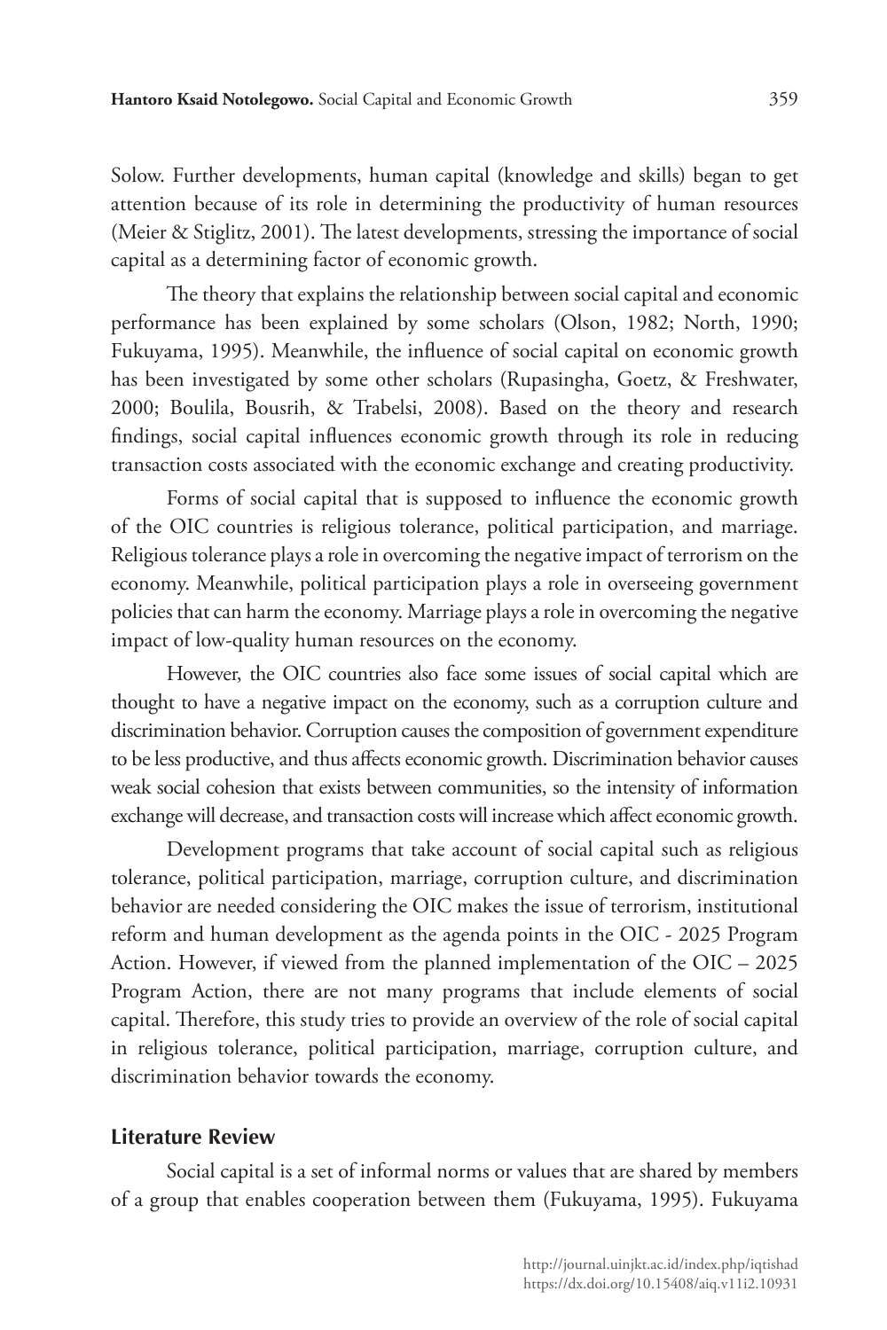Solow. Further developments, human capital (knowledge and skills) began to get attention because of its role in determining the productivity of human resources (Meier & Stiglitz, 2001). The latest developments, stressing the importance of social capital as a determining factor of economic growth.

The theory that explains the relationship between social capital and economic performance has been explained by some scholars (Olson, 1982; North, 1990; Fukuyama, 1995). Meanwhile, the influence of social capital on economic growth has been investigated by some other scholars (Rupasingha, Goetz, & Freshwater, 2000; Boulila, Bousrih, & Trabelsi, 2008). Based on the theory and research findings, social capital influences economic growth through its role in reducing transaction costs associated with the economic exchange and creating productivity.

Forms of social capital that is supposed to influence the economic growth of the OIC countries is religious tolerance, political participation, and marriage. Religious tolerance plays a role in overcoming the negative impact of terrorism on the economy. Meanwhile, political participation plays a role in overseeing government policies that can harm the economy. Marriage plays a role in overcoming the negative impact of low-quality human resources on the economy.

However, the OIC countries also face some issues of social capital which are thought to have a negative impact on the economy, such as a corruption culture and discrimination behavior. Corruption causes the composition of government expenditure to be less productive, and thus affects economic growth. Discrimination behavior causes weak social cohesion that exists between communities, so the intensity of information exchange will decrease, and transaction costs will increase which affect economic growth.

Development programs that take account of social capital such as religious tolerance, political participation, marriage, corruption culture, and discrimination behavior are needed considering the OIC makes the issue of terrorism, institutional reform and human development as the agenda points in the OIC - 2025 Program Action. However, if viewed from the planned implementation of the OIC – 2025 Program Action, there are not many programs that include elements of social capital. Therefore, this study tries to provide an overview of the role of social capital in religious tolerance, political participation, marriage, corruption culture, and discrimination behavior towards the economy.

## Literature Review

Social capital is a set of informal norms or values that are shared by members of a group that enables cooperation between them (Fukuyama, 1995). Fukuyama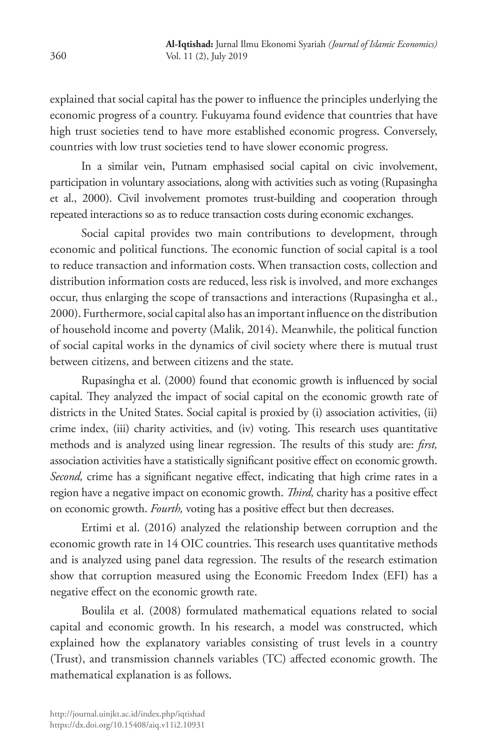explained that social capital has the power to influence the principles underlying the economic progress of a country. Fukuyama found evidence that countries that have high trust societies tend to have more established economic progress. Conversely, countries with low trust societies tend to have slower economic progress.

In a similar vein, Putnam emphasised social capital on civic involvement, participation in voluntary associations, along with activities such as voting (Rupasingha et al., 2000). Civil involvement promotes trust-building and cooperation through repeated interactions so as to reduce transaction costs during economic exchanges.

Social capital provides two main contributions to development, through economic and political functions. The economic function of social capital is a tool to reduce transaction and information costs. When transaction costs, collection and distribution information costs are reduced, less risk is involved, and more exchanges occur, thus enlarging the scope of transactions and interactions (Rupasingha et al., 2000). Furthermore, social capital also has an important influence on the distribution of household income and poverty (Malik, 2014). Meanwhile, the political function of social capital works in the dynamics of civil society where there is mutual trust between citizens, and between citizens and the state.

Rupasingha et al. (2000) found that economic growth is influenced by social capital. They analyzed the impact of social capital on the economic growth rate of districts in the United States. Social capital is proxied by (i) association activities, (ii) crime index, (iii) charity activities, and (iv) voting. This research uses quantitative methods and is analyzed using linear regression. The results of this study are: *first,* association activities have a statistically significant positive effect on economic growth. *Second,* crime has a significant negative effect, indicating that high crime rates in a region have a negative impact on economic growth. *Third,* charity has a positive effect on economic growth. *Fourth,* voting has a positive effect but then decreases.

Ertimi et al. (2016) analyzed the relationship between corruption and the economic growth rate in 14 OIC countries. This research uses quantitative methods and is analyzed using panel data regression. The results of the research estimation show that corruption measured using the Economic Freedom Index (EFI) has a negative effect on the economic growth rate.

Boulila et al. (2008) formulated mathematical equations related to social capital and economic growth. In his research, a model was constructed, which explained how the explanatory variables consisting of trust levels in a country (Trust), and transmission channels variables (TC) affected economic growth. The mathematical explanation is as follows.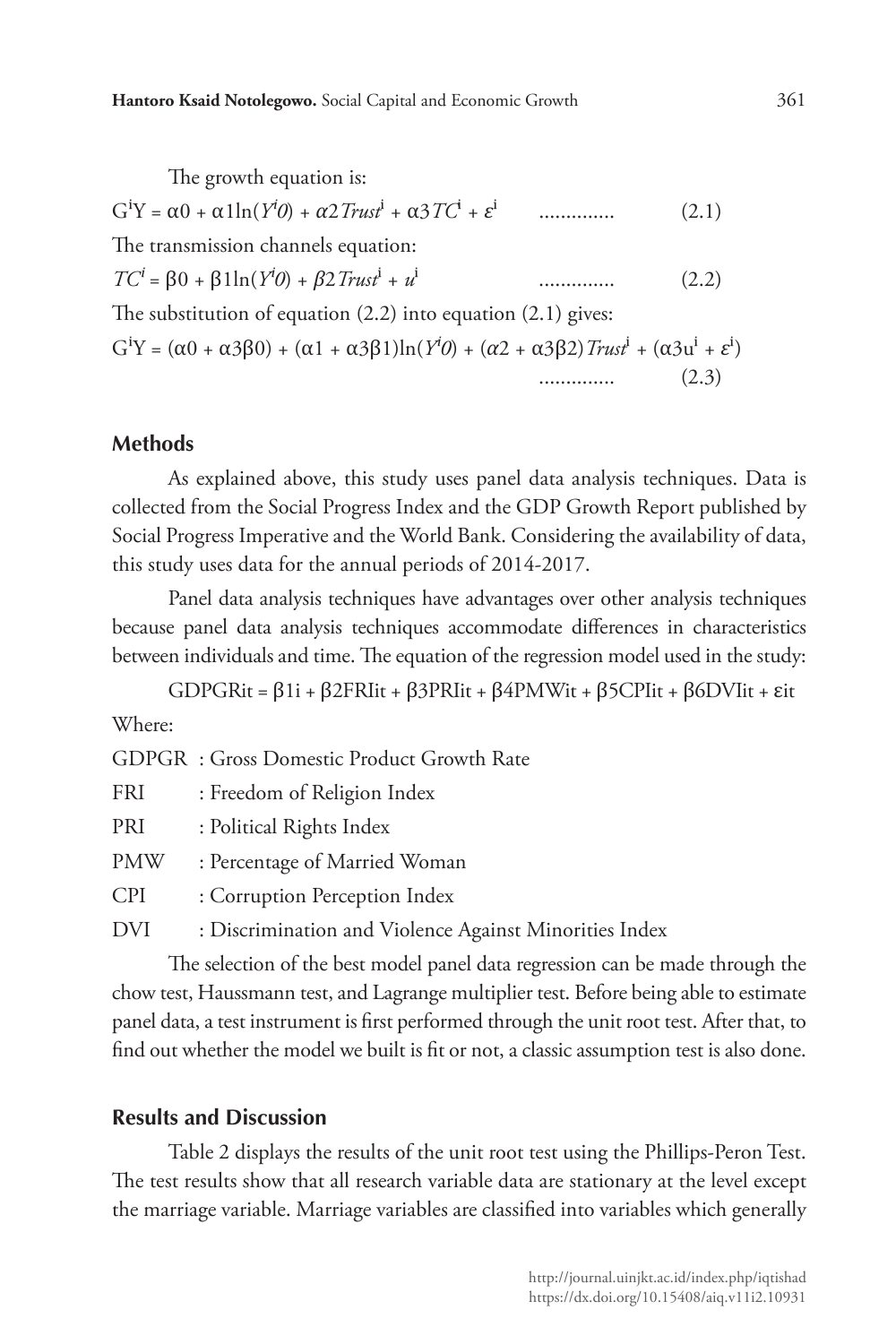The growth equation is:

$$G^{i}Y = \alpha 0 + \alpha 1\ln(Y^{i}0) + \alpha 2\,Trust^{i} + \alpha 3\,TC^{i} + \varepsilon^{i} \quad \text{.............} \quad (2.1)$$

The transmission channels equation:

$$TC^{i} = \beta 0 + \beta 1\ln(Y^{i}0) + \beta 2\,Trust^{i} + u^{i} \quad \text{.............} \quad (2.2)$$

The substitution of equation (2.2) into equation (2.1) gives:

$$G^{i}Y = (\alpha 0 + \alpha 3\beta 0) + (\alpha 1 + \alpha 3\beta 1)\ln(Y^{i}0) + (\alpha 2 + \alpha 3\beta 2)\,Trust^{i} + (\alpha 3u^{i} + \varepsilon^{i}) \quad \text{.............} \quad (2.3)$$

## Methods

As explained above, this study uses panel data analysis techniques. Data is collected from the Social Progress Index and the GDP Growth Report published by Social Progress Imperative and the World Bank. Considering the availability of data, this study uses data for the annual periods of 2014-2017.

Panel data analysis techniques have advantages over other analysis techniques because panel data analysis techniques accommodate differences in characteristics between individuals and time. The equation of the regression model used in the study:

$$GDPGR_{it} = \beta 1_{i} + \beta 2FRI_{it} + \beta 3PRI_{it} + \beta 4PMW_{it} + \beta 5CPI_{it} + \beta 6DVI_{it} + \varepsilon_{it}$$

Where:

GDPGR : Gross Domestic Product Growth Rate

FRI : Freedom of Religion Index

PRI : Political Rights Index

PMW : Percentage of Married Woman

CPI : Corruption Perception Index

DVI : Discrimination and Violence Against Minorities Index

The selection of the best model panel data regression can be made through the chow test, Haussmann test, and Lagrange multiplier test. Before being able to estimate panel data, a test instrument is first performed through the unit root test. After that, to find out whether the model we built is fit or not, a classic assumption test is also done.

## Results and Discussion

Table 2 displays the results of the unit root test using the Phillips-Peron Test. The test results show that all research variable data are stationary at the level except the marriage variable. Marriage variables are classified into variables which generally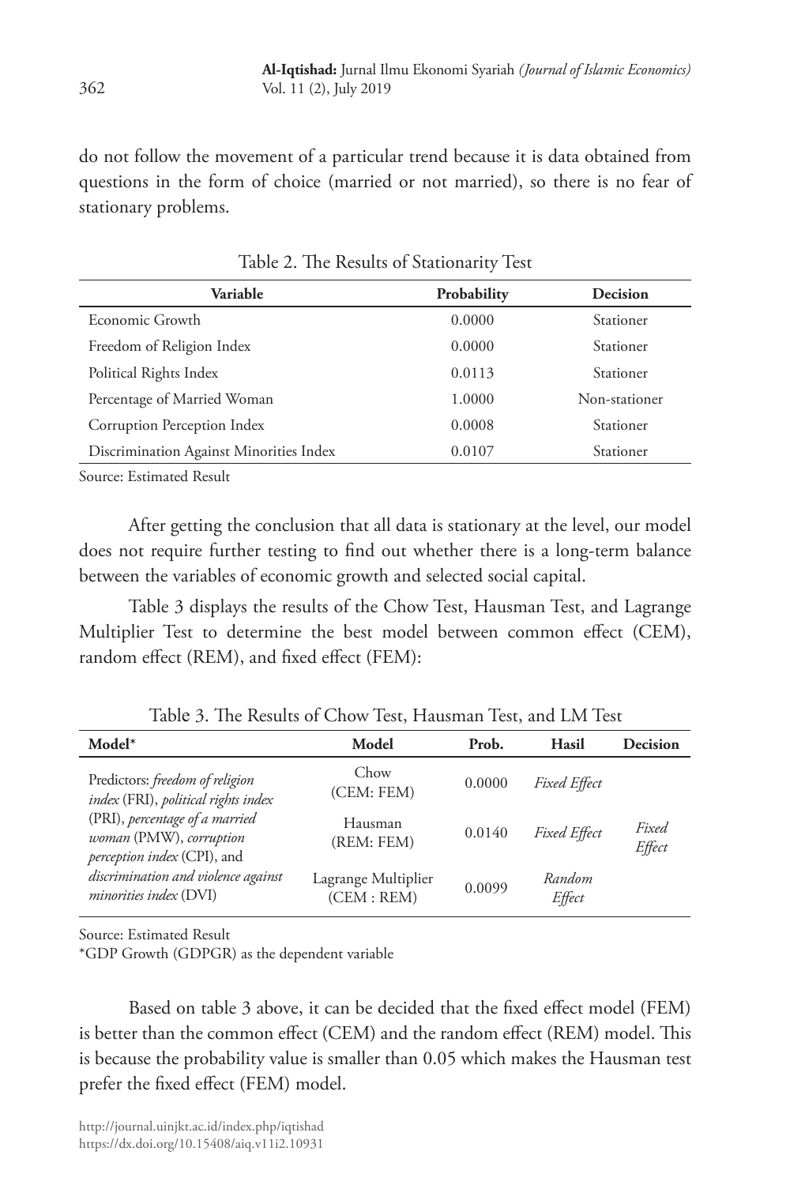do not follow the movement of a particular trend because it is data obtained from questions in the form of choice (married or not married), so there is no fear of stationary problems.

Table 2. The Results of Stationarity Test

| Variable | Probability | Decision |
|---|---|---|
| Economic Growth | 0.0000 | Stationer |
| Freedom of Religion Index | 0.0000 | Stationer |
| Political Rights Index | 0.0113 | Stationer |
| Percentage of Married Woman | 1.0000 | Non-stationer |
| Corruption Perception Index | 0.0008 | Stationer |
| Discrimination Against Minorities Index | 0.0107 | Stationer |

Source: Estimated Result

After getting the conclusion that all data is stationary at the level, our model does not require further testing to find out whether there is a long-term balance between the variables of economic growth and selected social capital.

Table 3 displays the results of the Chow Test, Hausman Test, and Lagrange Multiplier Test to determine the best model between common effect (CEM), random effect (REM), and fixed effect (FEM):

Table 3. The Results of Chow Test, Hausman Test, and LM Test

| Model* | Model | Prob. | Hasil | Decision |
|---|---|---|---|---|
| Predictors: *freedom of religion index* (FRI), *political rights index* (PRI), *percentage of a married woman* (PMW), *corruption perception index* (CPI), and *discrimination and violence against minorities index* (DVI) | Chow (CEM: FEM) | 0.0000 | *Fixed Effect* | *Fixed Effect* |
| | Hausman (REM: FEM) | 0.0140 | *Fixed Effect* | |
| | Lagrange Multiplier (CEM : REM) | 0.0099 | *Random Effect* | |

Source: Estimated Result
*GDP Growth (GDPGR) as the dependent variable

Based on table 3 above, it can be decided that the fixed effect model (FEM) is better than the common effect (CEM) and the random effect (REM) model. This is because the probability value is smaller than 0.05 which makes the Hausman test prefer the fixed effect (FEM) model.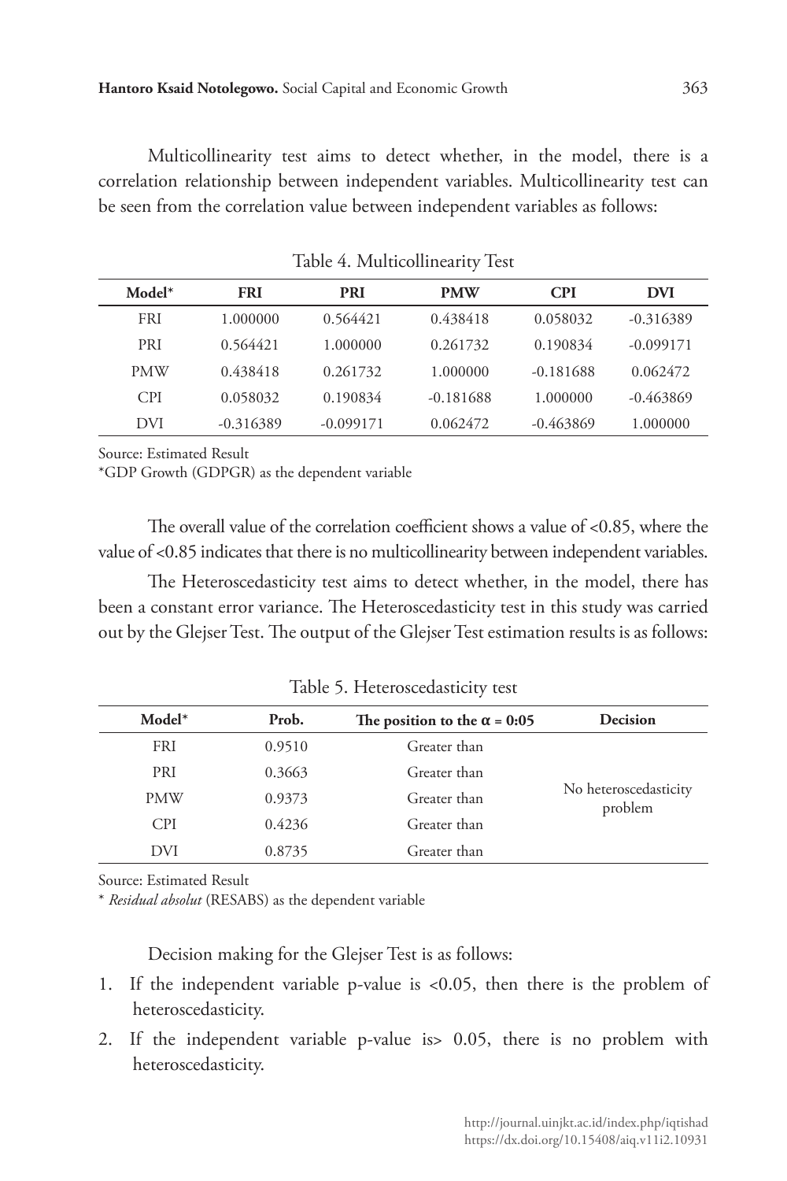Multicollinearity test aims to detect whether, in the model, there is a correlation relationship between independent variables. Multicollinearity test can be seen from the correlation value between independent variables as follows:

Table 4. Multicollinearity Test

| Model* | FRI | PRI | PMW | CPI | DVI |
|---|---|---|---|---|---|
| FRI | 1.000000 | 0.564421 | 0.438418 | 0.058032 | -0.316389 |
| PRI | 0.564421 | 1.000000 | 0.261732 | 0.190834 | -0.099171 |
| PMW | 0.438418 | 0.261732 | 1.000000 | -0.181688 | 0.062472 |
| CPI | 0.058032 | 0.190834 | -0.181688 | 1.000000 | -0.463869 |
| DVI | -0.316389 | -0.099171 | 0.062472 | -0.463869 | 1.000000 |

Source: Estimated Result

*GDP Growth (GDPGR) as the dependent variable

The overall value of the correlation coefficient shows a value of <0.85, where the value of <0.85 indicates that there is no multicollinearity between independent variables.

The Heteroscedasticity test aims to detect whether, in the model, there has been a constant error variance. The Heteroscedasticity test in this study was carried out by the Glejser Test. The output of the Glejser Test estimation results is as follows:

Table 5. Heteroscedasticity test

| Model* | Prob. | The position to the $\alpha$ = 0:05 | Decision |
|---|---|---|---|
| FRI | 0.9510 | Greater than | No heteroscedasticity problem |
| PRI | 0.3663 | Greater than | |
| PMW | 0.9373 | Greater than | |
| CPI | 0.4236 | Greater than | |
| DVI | 0.8735 | Greater than | |

Source: Estimated Result

\* *Residual absolut* (RESABS) as the dependent variable

Decision making for the Glejser Test is as follows:

1. If the independent variable p-value is <0.05, then there is the problem of heteroscedasticity.
2. If the independent variable p-value is> 0.05, there is no problem with heteroscedasticity.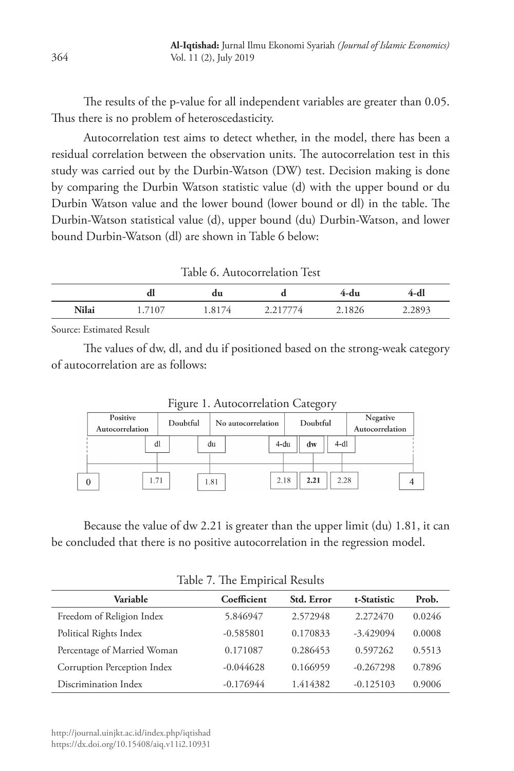The results of the p-value for all independent variables are greater than 0.05. Thus there is no problem of heteroscedasticity.

Autocorrelation test aims to detect whether, in the model, there has been a residual correlation between the observation units. The autocorrelation test in this study was carried out by the Durbin-Watson (DW) test. Decision making is done by comparing the Durbin Watson statistic value (d) with the upper bound or du Durbin Watson value and the lower bound (lower bound or dl) in the table. The Durbin-Watson statistical value (d), upper bound (du) Durbin-Watson, and lower bound Durbin-Watson (dl) are shown in Table 6 below:

Table 6. Autocorrelation Test

| | dl | du | d | 4-du | 4-dl |
|---|---|---|---|---|---|
| **Nilai** | 1.7107 | 1.8174 | 2.217774 | 2.1826 | 2.2893 |

Source: Estimated Result

The values of dw, dl, and du if positioned based on the strong-weak category of autocorrelation are as follows:

Figure 1. Autocorrelation Category

| Positive Autocorrelation | Doubtful | No autocorrelation | Doubtful | Negative Autocorrelation |
|---|---|---|---|---|
| 0 – dl (1.71) | dl (1.71) – du (1.81) | du (1.81) – 4-du (2.18) | 4-du (2.18) – 4-dl (2.28); dw = **2.21** | 4-dl (2.28) – 4 |

Because the value of dw 2.21 is greater than the upper limit (du) 1.81, it can be concluded that there is no positive autocorrelation in the regression model.

Table 7. The Empirical Results

| Variable | Coefficient | Std. Error | t-Statistic | Prob. |
|---|---|---|---|---|
| Freedom of Religion Index | 5.846947 | 2.572948 | 2.272470 | 0.0246 |
| Political Rights Index | -0.585801 | 0.170833 | -3.429094 | 0.0008 |
| Percentage of Married Woman | 0.171087 | 0.286453 | 0.597262 | 0.5513 |
| Corruption Perception Index | -0.044628 | 0.166959 | -0.267298 | 0.7896 |
| Discrimination Index | -0.176944 | 1.414382 | -0.125103 | 0.9006 |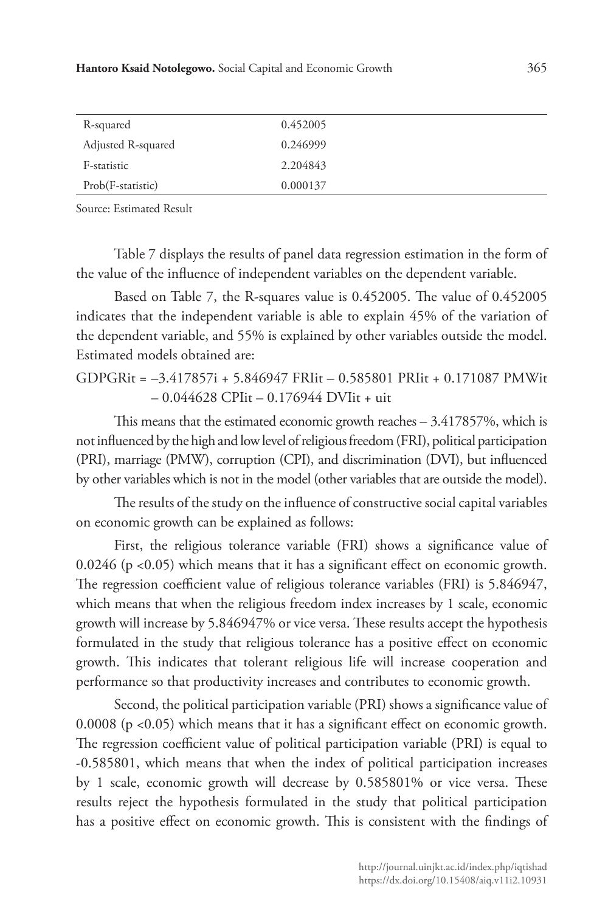| | |
|---|---|
| R-squared | 0.452005 |
| Adjusted R-squared | 0.246999 |
| F-statistic | 2.204843 |
| Prob(F-statistic) | 0.000137 |

Source: Estimated Result

Table 7 displays the results of panel data regression estimation in the form of the value of the influence of independent variables on the dependent variable.

Based on Table 7, the R-squares value is 0.452005. The value of 0.452005 indicates that the independent variable is able to explain 45% of the variation of the dependent variable, and 55% is explained by other variables outside the model. Estimated models obtained are:

$$GDPGR_{it} = -3.417857i + 5.846947\ FRI_{it} - 0.585801\ PRI_{it} + 0.171087\ PMW_{it} - 0.044628\ CPI_{it} - 0.176944\ DVI_{it} + u_{it}$$

This means that the estimated economic growth reaches – 3.417857%, which is not influenced by the high and low level of religious freedom (FRI), political participation (PRI), marriage (PMW), corruption (CPI), and discrimination (DVI), but influenced by other variables which is not in the model (other variables that are outside the model).

The results of the study on the influence of constructive social capital variables on economic growth can be explained as follows:

First, the religious tolerance variable (FRI) shows a significance value of 0.0246 ($p < 0.05$) which means that it has a significant effect on economic growth. The regression coefficient value of religious tolerance variables (FRI) is 5.846947, which means that when the religious freedom index increases by 1 scale, economic growth will increase by 5.846947% or vice versa. These results accept the hypothesis formulated in the study that religious tolerance has a positive effect on economic growth. This indicates that tolerant religious life will increase cooperation and performance so that productivity increases and contributes to economic growth.

Second, the political participation variable (PRI) shows a significance value of 0.0008 ($p < 0.05$) which means that it has a significant effect on economic growth. The regression coefficient value of political participation variable (PRI) is equal to -0.585801, which means that when the index of political participation increases by 1 scale, economic growth will decrease by 0.585801% or vice versa. These results reject the hypothesis formulated in the study that political participation has a positive effect on economic growth. This is consistent with the findings of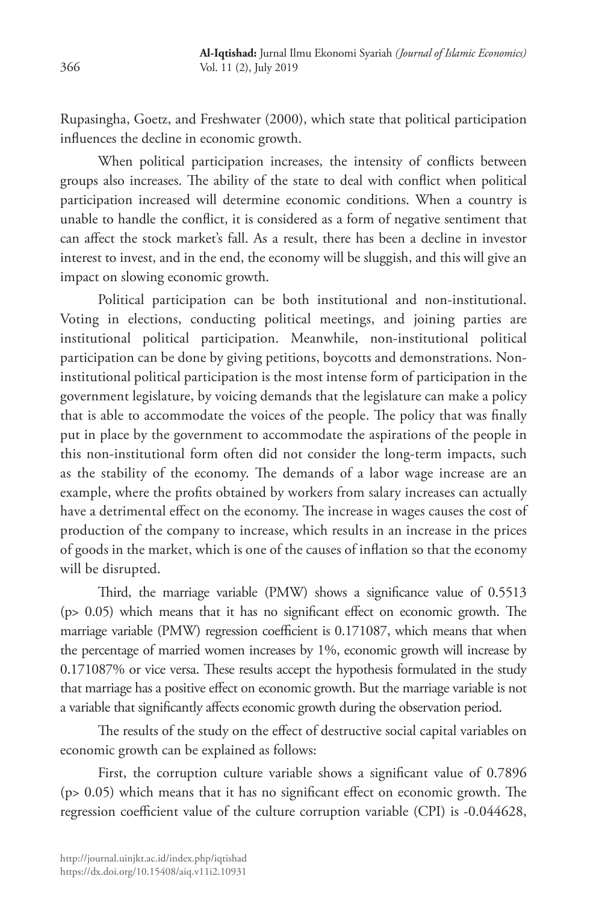Rupasingha, Goetz, and Freshwater (2000), which state that political participation influences the decline in economic growth.

When political participation increases, the intensity of conflicts between groups also increases. The ability of the state to deal with conflict when political participation increased will determine economic conditions. When a country is unable to handle the conflict, it is considered as a form of negative sentiment that can affect the stock market's fall. As a result, there has been a decline in investor interest to invest, and in the end, the economy will be sluggish, and this will give an impact on slowing economic growth.

Political participation can be both institutional and non-institutional. Voting in elections, conducting political meetings, and joining parties are institutional political participation. Meanwhile, non-institutional political participation can be done by giving petitions, boycotts and demonstrations. Non-institutional political participation is the most intense form of participation in the government legislature, by voicing demands that the legislature can make a policy that is able to accommodate the voices of the people. The policy that was finally put in place by the government to accommodate the aspirations of the people in this non-institutional form often did not consider the long-term impacts, such as the stability of the economy. The demands of a labor wage increase are an example, where the profits obtained by workers from salary increases can actually have a detrimental effect on the economy. The increase in wages causes the cost of production of the company to increase, which results in an increase in the prices of goods in the market, which is one of the causes of inflation so that the economy will be disrupted.

Third, the marriage variable (PMW) shows a significance value of 0.5513 ($p > 0.05$) which means that it has no significant effect on economic growth. The marriage variable (PMW) regression coefficient is 0.171087, which means that when the percentage of married women increases by 1%, economic growth will increase by 0.171087% or vice versa. These results accept the hypothesis formulated in the study that marriage has a positive effect on economic growth. But the marriage variable is not a variable that significantly affects economic growth during the observation period.

The results of the study on the effect of destructive social capital variables on economic growth can be explained as follows:

First, the corruption culture variable shows a significant value of 0.7896 ($p > 0.05$) which means that it has no significant effect on economic growth. The regression coefficient value of the culture corruption variable (CPI) is -0.044628,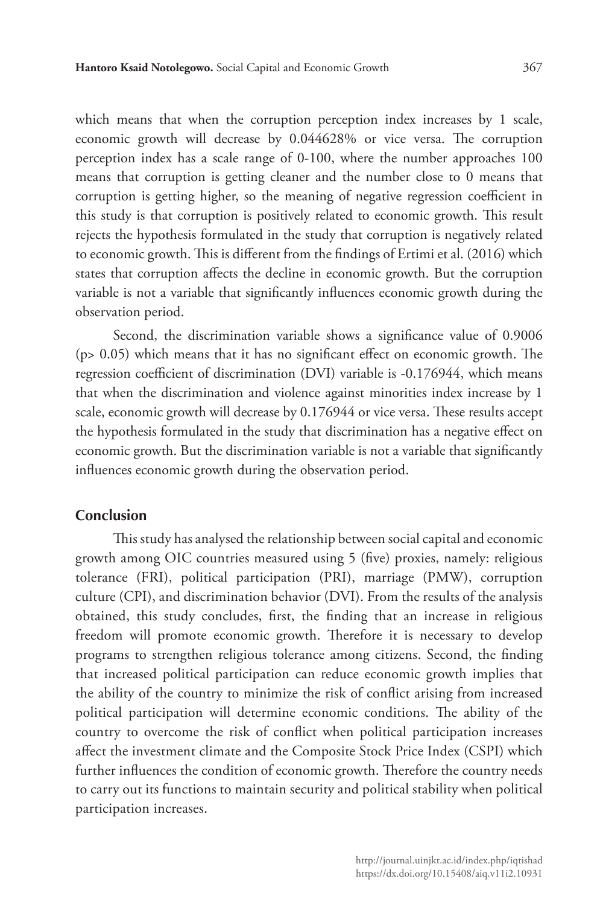which means that when the corruption perception index increases by 1 scale, economic growth will decrease by 0.044628% or vice versa. The corruption perception index has a scale range of 0-100, where the number approaches 100 means that corruption is getting cleaner and the number close to 0 means that corruption is getting higher, so the meaning of negative regression coefficient in this study is that corruption is positively related to economic growth. This result rejects the hypothesis formulated in the study that corruption is negatively related to economic growth. This is different from the findings of Ertimi et al. (2016) which states that corruption affects the decline in economic growth. But the corruption variable is not a variable that significantly influences economic growth during the observation period.

Second, the discrimination variable shows a significance value of 0.9006 ($p > 0.05$) which means that it has no significant effect on economic growth. The regression coefficient of discrimination (DVI) variable is -0.176944, which means that when the discrimination and violence against minorities index increase by 1 scale, economic growth will decrease by 0.176944 or vice versa. These results accept the hypothesis formulated in the study that discrimination has a negative effect on economic growth. But the discrimination variable is not a variable that significantly influences economic growth during the observation period.

## Conclusion

This study has analysed the relationship between social capital and economic growth among OIC countries measured using 5 (five) proxies, namely: religious tolerance (FRI), political participation (PRI), marriage (PMW), corruption culture (CPI), and discrimination behavior (DVI). From the results of the analysis obtained, this study concludes, first, the finding that an increase in religious freedom will promote economic growth. Therefore it is necessary to develop programs to strengthen religious tolerance among citizens. Second, the finding that increased political participation can reduce economic growth implies that the ability of the country to minimize the risk of conflict arising from increased political participation will determine economic conditions. The ability of the country to overcome the risk of conflict when political participation increases affect the investment climate and the Composite Stock Price Index (CSPI) which further influences the condition of economic growth. Therefore the country needs to carry out its functions to maintain security and political stability when political participation increases.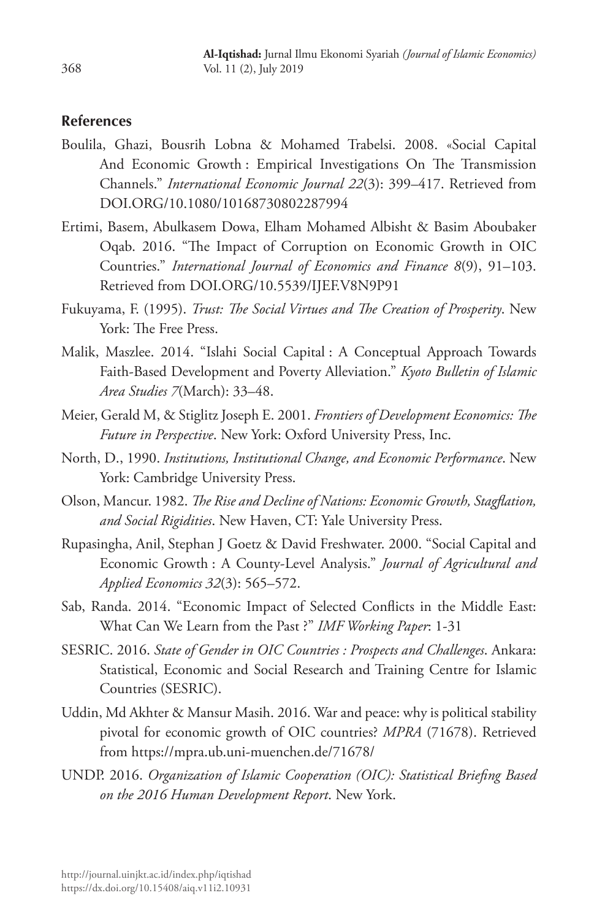## References

Boulila, Ghazi, Bousrih Lobna & Mohamed Trabelsi. 2008. «Social Capital And Economic Growth : Empirical Investigations On The Transmission Channels." *International Economic Journal 22*(3): 399–417. Retrieved from DOI.ORG/10.1080/10168730802287994

Ertimi, Basem, Abulkasem Dowa, Elham Mohamed Albisht & Basim Aboubaker Oqab. 2016. "The Impact of Corruption on Economic Growth in OIC Countries." *International Journal of Economics and Finance 8*(9), 91–103. Retrieved from DOI.ORG/10.5539/IJEF.V8N9P91

Fukuyama, F. (1995). *Trust: The Social Virtues and The Creation of Prosperity*. New York: The Free Press.

Malik, Maszlee. 2014. "Islahi Social Capital : A Conceptual Approach Towards Faith-Based Development and Poverty Alleviation." *Kyoto Bulletin of Islamic Area Studies 7*(March): 33–48.

Meier, Gerald M, & Stiglitz Joseph E. 2001. *Frontiers of Development Economics: The Future in Perspective*. New York: Oxford University Press, Inc.

North, D., 1990. *Institutions, Institutional Change, and Economic Performance*. New York: Cambridge University Press.

Olson, Mancur. 1982. *The Rise and Decline of Nations: Economic Growth, Stagflation, and Social Rigidities*. New Haven, CT: Yale University Press.

Rupasingha, Anil, Stephan J Goetz & David Freshwater. 2000. "Social Capital and Economic Growth : A County-Level Analysis." *Journal of Agricultural and Applied Economics 32*(3): 565–572.

Sab, Randa. 2014. "Economic Impact of Selected Conflicts in the Middle East: What Can We Learn from the Past ?" *IMF Working Paper*: 1-31

SESRIC. 2016. *State of Gender in OIC Countries : Prospects and Challenges*. Ankara: Statistical, Economic and Social Research and Training Centre for Islamic Countries (SESRIC).

Uddin, Md Akhter & Mansur Masih. 2016. War and peace: why is political stability pivotal for economic growth of OIC countries? *MPRA* (71678). Retrieved from https://mpra.ub.uni-muenchen.de/71678/

UNDP. 2016. *Organization of Islamic Cooperation (OIC): Statistical Briefing Based on the 2016 Human Development Report*. New York.